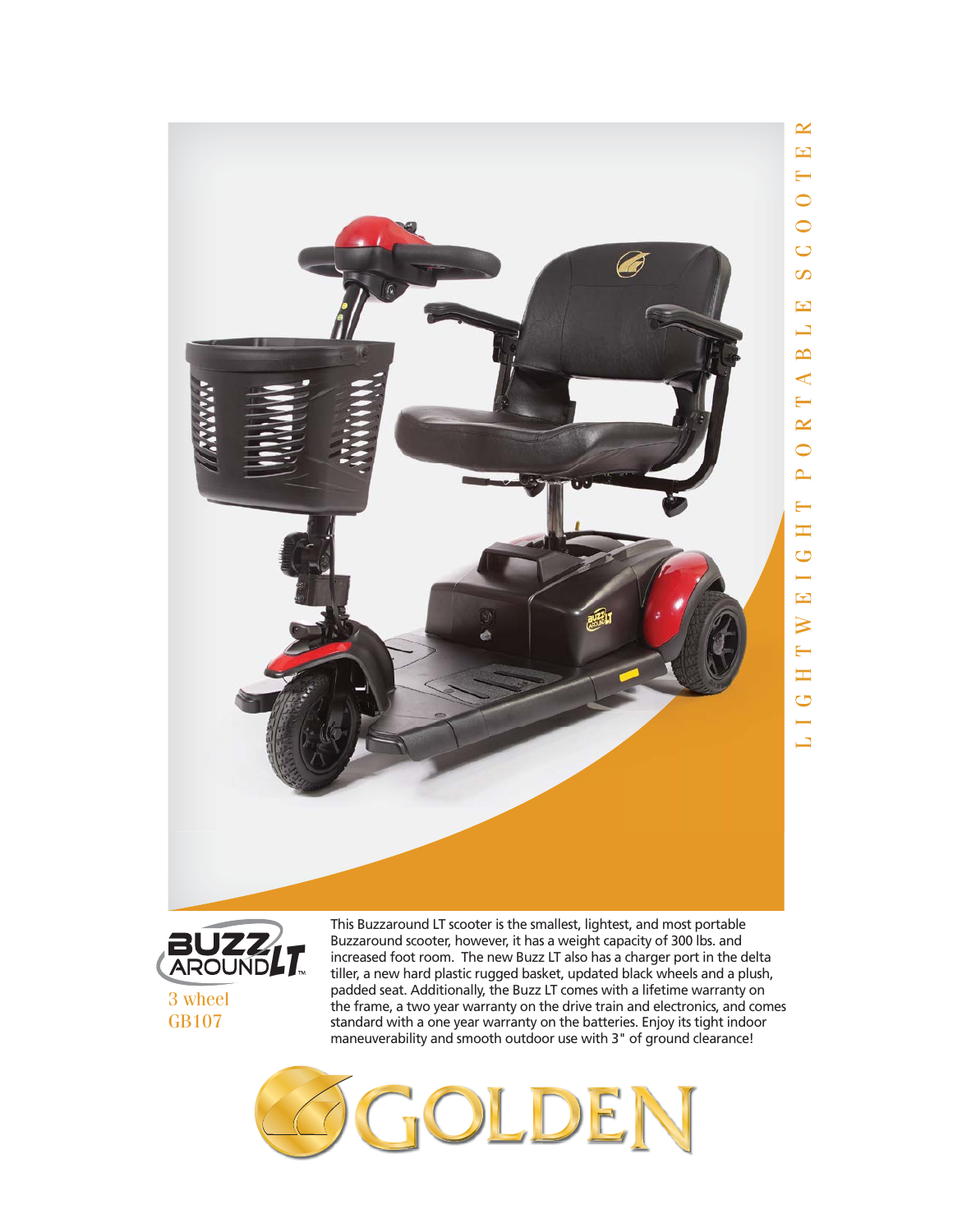LIGHTWEIGHT PORTABLE SCOOTER

# BUZZAROUND LT

3 wheel
GB107

This Buzzaround LT scooter is the smallest, lightest, and most portable Buzzaround scooter, however, it has a weight capacity of 300 lbs. and increased foot room. The new Buzz LT also has a charger port in the delta tiller, a new hard plastic rugged basket, updated black wheels and a plush, padded seat. Additionally, the Buzz LT comes with a lifetime warranty on the frame, a two year warranty on the drive train and electronics, and comes standard with a one year warranty on the batteries. Enjoy its tight indoor maneuverability and smooth outdoor use with 3" of ground clearance!

GOLDEN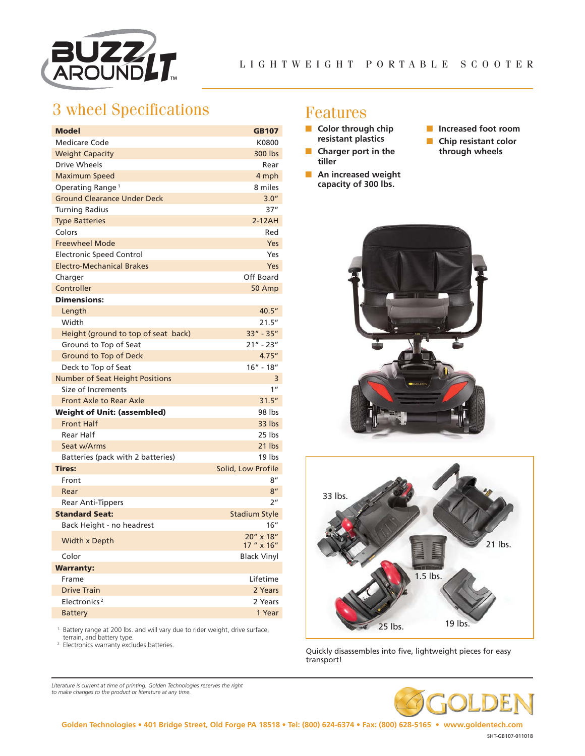# BUZZ AROUND LT™

LIGHTWEIGHT PORTABLE SCOOTER

## 3 wheel Specifications

| **Model** | **GB107** |
|---|---|
| Medicare Code | K0800 |
| Weight Capacity | 300 lbs |
| Drive Wheels | Rear |
| Maximum Speed | 4 mph |
| Operating Range [1] | 8 miles |
| Ground Clearance Under Deck | 3.0" |
| Turning Radius | 37" |
| Type Batteries | 2-12AH |
| Colors | Red |
| Freewheel Mode | Yes |
| Electronic Speed Control | Yes |
| Electro-Mechanical Brakes | Yes |
| Charger | Off Board |
| Controller | 50 Amp |
| **Dimensions:** | |
| Length | 40.5" |
| Width | 21.5" |
| Height (ground to top of seat back) | 33" - 35" |
| Ground to Top of Seat | 21" - 23" |
| Ground to Top of Deck | 4.75" |
| Deck to Top of Seat | 16" - 18" |
| Number of Seat Height Positions | 3 |
| Size of Increments | 1" |
| Front Axle to Rear Axle | 31.5" |
| **Weight of Unit: (assembled)** | 98 lbs |
| Front Half | 33 lbs |
| Rear Half | 25 lbs |
| Seat w/Arms | 21 lbs |
| Batteries (pack with 2 batteries) | 19 lbs |
| **Tires:** | Solid, Low Profile |
| Front | 8" |
| Rear | 8" |
| Rear Anti-Tippers | 2" |
| **Standard Seat:** | Stadium Style |
| Back Height - no headrest | 16" |
| Width x Depth | 20" x 18" 17 " x 16" |
| Color | Black Vinyl |
| **Warranty:** | |
| Frame | Lifetime |
| Drive Train | 2 Years |
| Electronics [2] | 2 Years |
| Battery | 1 Year |

[1] Battery range at 200 lbs. and will vary due to rider weight, drive surface, terrain, and battery type.
[2] Electronics warranty excludes batteries.

## Features

- **Color through chip resistant plastics**
- **Charger port in the tiller**
- **An increased weight capacity of 300 lbs.**
- **Increased foot room**
- **Chip resistant color through wheels**

33 lbs.
21 lbs.
1.5 lbs.
25 lbs.
19 lbs.

Quickly disassembles into five, lightweight pieces for easy transport!

*Literature is current at time of printing. Golden Technologies reserves the right to make changes to the product or literature at any time.*

GOLDEN

**Golden Technologies • 401 Bridge Street, Old Forge PA 18518 • Tel: (800) 624-6374 • Fax: (800) 628-5165 • www.goldentech.com**

SHT-GB107-011018